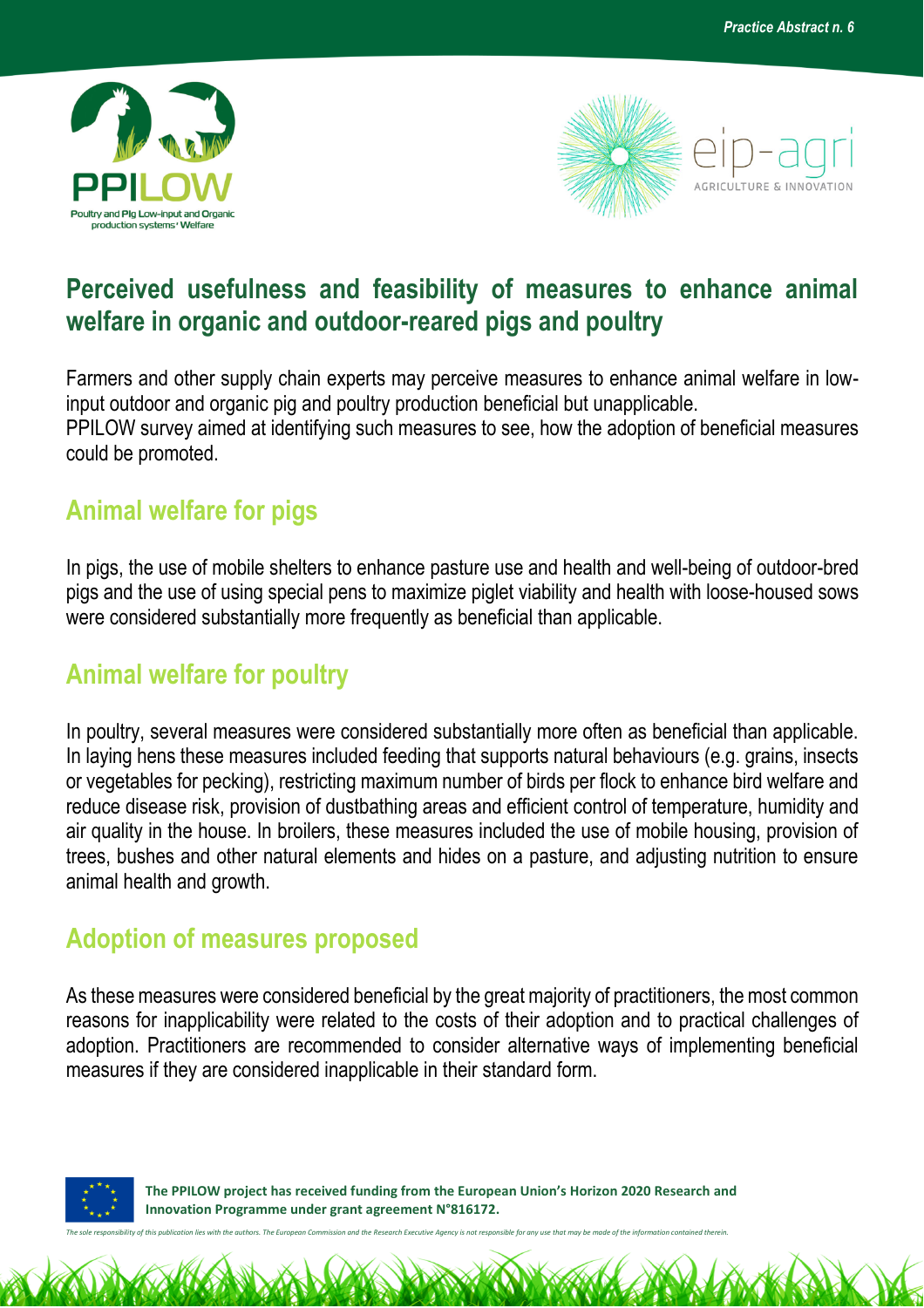Practice Abstract n. 6

# Perceived usefulness and feasibility of measures to enhance animal welfare in organic and outdoor-reared pigs and poultry

Farmers and other supply chain experts may perceive measures to enhance animal welfare in low-input outdoor and organic pig and poultry production beneficial but unapplicable.
PPILOW survey aimed at identifying such measures to see, how the adoption of beneficial measures could be promoted.

## Animal welfare for pigs

In pigs, the use of mobile shelters to enhance pasture use and health and well-being of outdoor-bred pigs and the use of using special pens to maximize piglet viability and health with loose-housed sows were considered substantially more frequently as beneficial than applicable.

## Animal welfare for poultry

In poultry, several measures were considered substantially more often as beneficial than applicable. In laying hens these measures included feeding that supports natural behaviours (e.g. grains, insects or vegetables for pecking), restricting maximum number of birds per flock to enhance bird welfare and reduce disease risk, provision of dustbathing areas and efficient control of temperature, humidity and air quality in the house. In broilers, these measures included the use of mobile housing, provision of trees, bushes and other natural elements and hides on a pasture, and adjusting nutrition to ensure animal health and growth.

## Adoption of measures proposed

As these measures were considered beneficial by the great majority of practitioners, the most common reasons for inapplicability were related to the costs of their adoption and to practical challenges of adoption. Practitioners are recommended to consider alternative ways of implementing beneficial measures if they are considered inapplicable in their standard form.

**The PPILOW project has received funding from the European Union's Horizon 2020 Research and Innovation Programme under grant agreement N°816172.**

*The sole responsibility of this publication lies with the authors. The European Commission and the Research Executive Agency is not responsible for any use that may be made of the information contained therein.*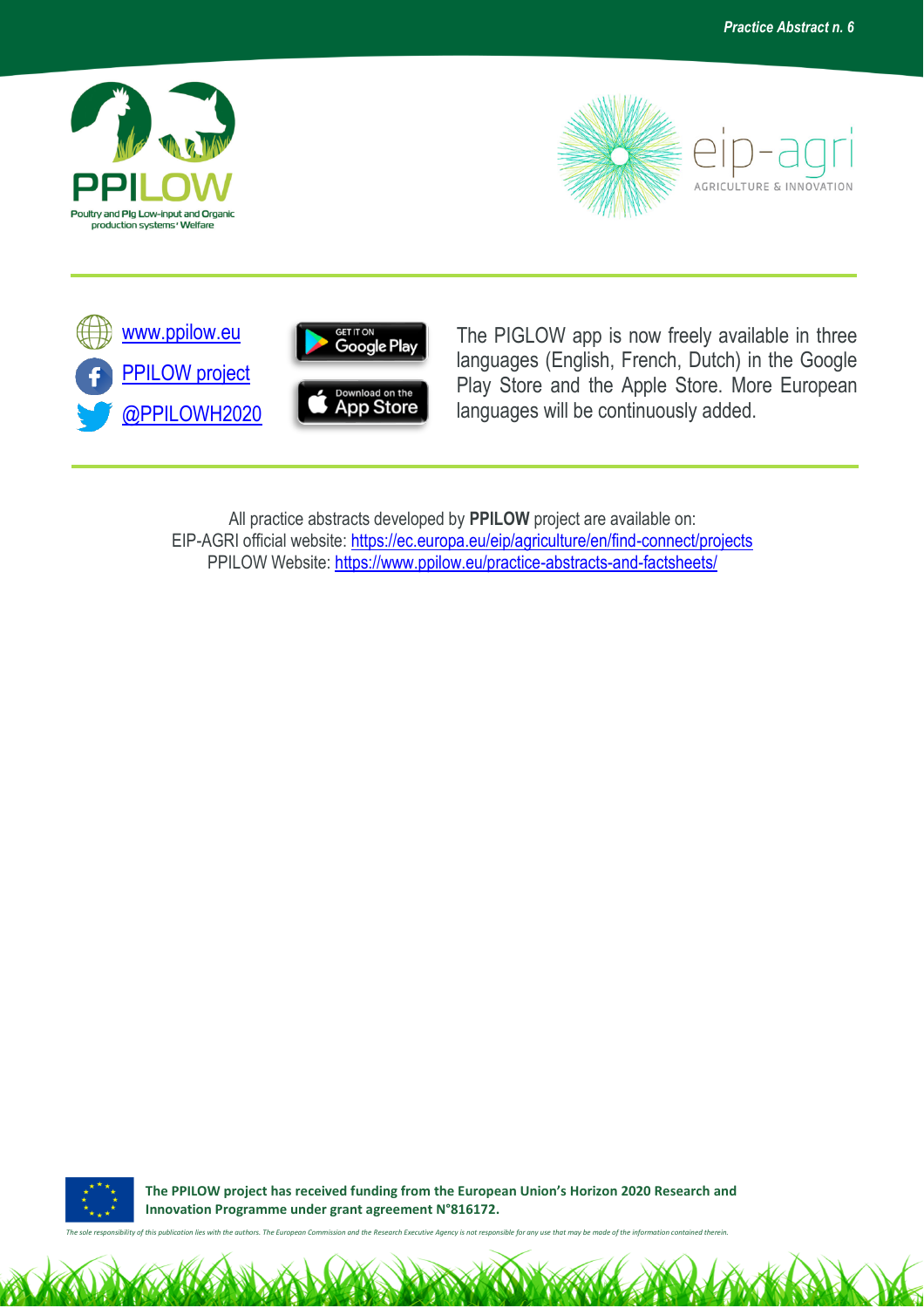PPILOW
Poultry and Pig Low-input and Organic production systems' Welfare

eip-agri
AGRICULTURE & INNOVATION

www.ppilow.eu

PPILOW project

@PPILOWH2020

GET IT ON Google Play

Download on the App Store

The PIGLOW app is now freely available in three languages (English, French, Dutch) in the Google Play Store and the Apple Store. More European languages will be continuously added.

All practice abstracts developed by **PPILOW** project are available on:
EIP-AGRI official website: https://ec.europa.eu/eip/agriculture/en/find-connect/projects
PPILOW Website: https://www.ppilow.eu/practice-abstracts-and-factsheets/

**The PPILOW project has received funding from the European Union's Horizon 2020 Research and Innovation Programme under grant agreement N°816172.**

*The sole responsibility of this publication lies with the authors. The European Commission and the Research Executive Agency is not responsible for any use that may be made of the information contained therein.*